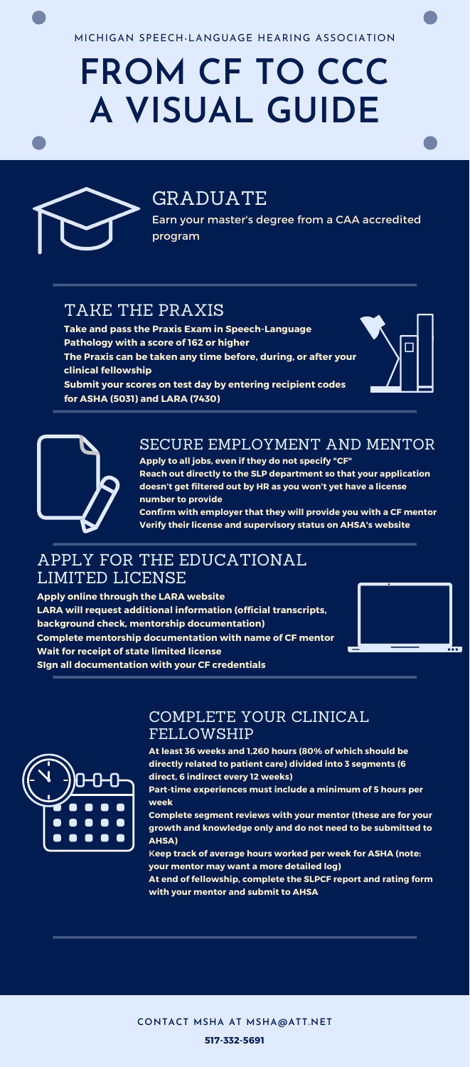MICHIGAN SPEECH-LANGUAGE HEARING ASSOCIATION

# FROM CF TO CCC A VISUAL GUIDE

## GRADUATE

Earn your master's degree from a CAA accredited program

## TAKE THE PRAXIS

**Take and pass the Praxis Exam in Speech-Language Pathology with a score of 162 or higher**

**The Praxis can be taken any time before, during, or after your clinical fellowship**

**Submit your scores on test day by entering recipient codes for ASHA (5031) and LARA (7430)**

## SECURE EMPLOYMENT AND MENTOR

**Apply to all jobs, even if they do not specify "CF"**

**Reach out directly to the SLP department so that your application doesn't get filtered out by HR as you won't yet have a license number to provide**

**Confirm with employer that they will provide you with a CF mentor**

**Verify their license and supervisory status on AHSA's website**

## APPLY FOR THE EDUCATIONAL LIMITED LICENSE

**Apply online through the LARA website**

**LARA will request additional information (official transcripts, background check, mentorship documentation)**

**Complete mentorship documentation with name of CF mentor**

**Wait for receipt of state limited license**

**SIgn all documentation with your CF credentials**

## COMPLETE YOUR CLINICAL FELLOWSHIP

**At least 36 weeks and 1,260 hours (80% of which should be directly related to patient care) divided into 3 segments (6 direct, 6 indirect every 12 weeks)**

**Part-time experiences must include a minimum of 5 hours per week**

**Complete segment reviews with your mentor (these are for your growth and knowledge only and do not need to be submitted to AHSA)**

**Keep track of average hours worked per week for ASHA (note: your mentor may want a more detailed log)**

**At end of fellowship, complete the SLPCF report and rating form with your mentor and submit to AHSA**

CONTACT MSHA AT MSHA@ATT.NET

**517-332-5691**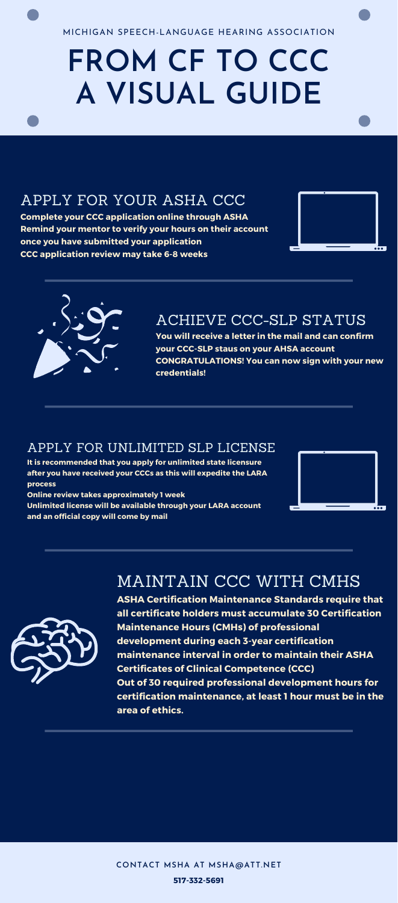MICHIGAN SPEECH-LANGUAGE HEARING ASSOCIATION

# FROM CF TO CCC A VISUAL GUIDE

## APPLY FOR YOUR ASHA CCC

**Complete your CCC application online through ASHA**
**Remind your mentor to verify your hours on their account once you have submitted your application**
**CCC application review may take 6-8 weeks**

## ACHIEVE CCC-SLP STATUS

**You will receive a letter in the mail and can confirm your CCC-SLP staus on your AHSA account**
**CONGRATULATIONS! You can now sign with your new credentials!**

## APPLY FOR UNLIMITED SLP LICENSE

**It is recommended that you apply for unlimited state licensure after you have received your CCCs as this will expedite the LARA process**
**Online review takes approximately 1 week**
**Unlimited license will be available through your LARA account and an official copy will come by mail**

## MAINTAIN CCC WITH CMHS

**ASHA Certification Maintenance Standards require that all certificate holders must accumulate 30 Certification Maintenance Hours (CMHs) of professional development during each 3-year certification maintenance interval in order to maintain their ASHA Certificates of Clinical Competence (CCC)**
**Out of 30 required professional development hours for certification maintenance, at least 1 hour must be in the area of ethics.**

CONTACT MSHA AT MSHA@ATT.NET

**517-332-5691**